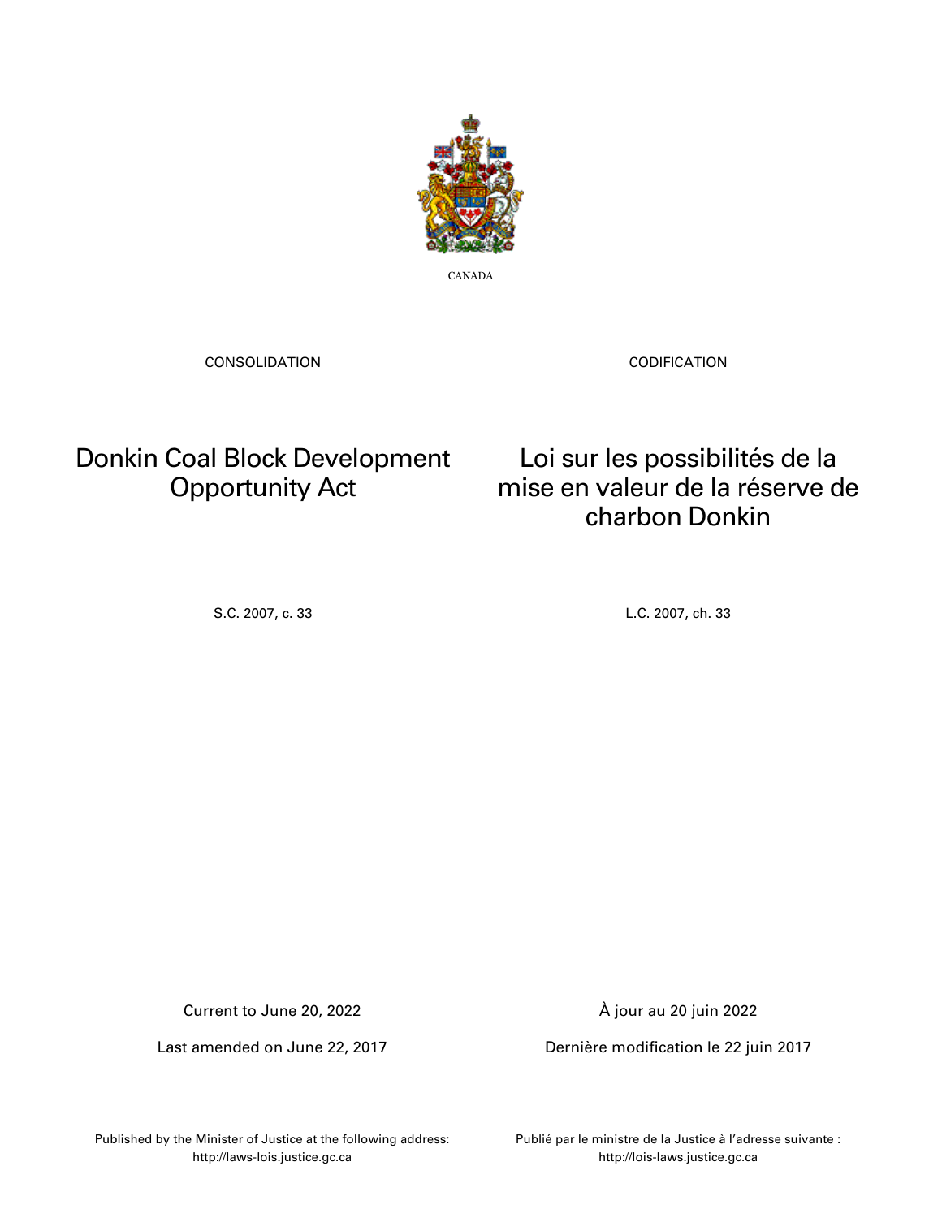CANADA

CONSOLIDATION

CODIFICATION

# Donkin Coal Block Development Opportunity Act

# Loi sur les possibilités de la mise en valeur de la réserve de charbon Donkin

S.C. 2007, c. 33

L.C. 2007, ch. 33

Current to June 20, 2022

À jour au 20 juin 2022

Last amended on June 22, 2017

Dernière modification le 22 juin 2017

Published by the Minister of Justice at the following address: http://laws-lois.justice.gc.ca

Publié par le ministre de la Justice à l'adresse suivante : http://lois-laws.justice.gc.ca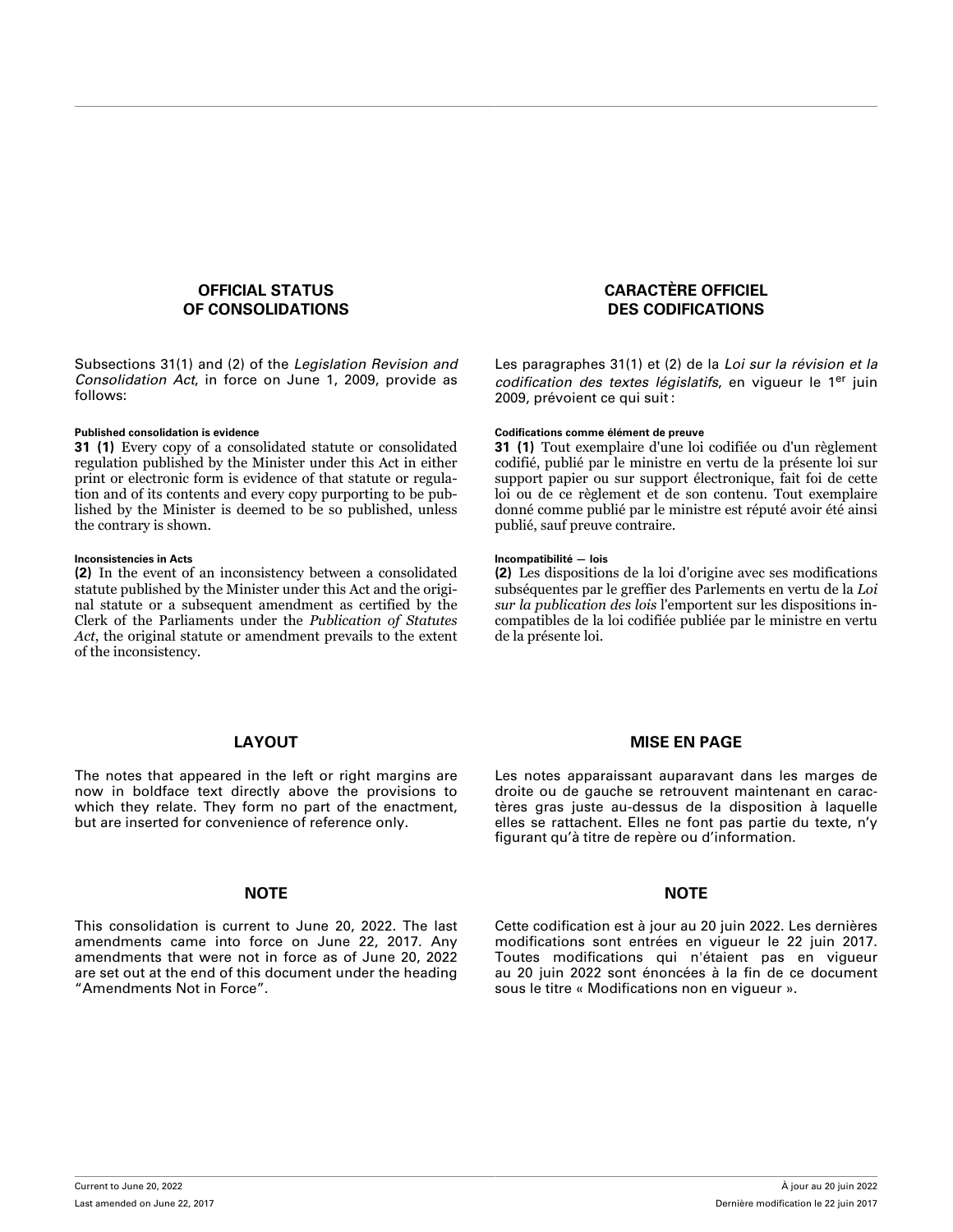## OFFICIAL STATUS OF CONSOLIDATIONS

Subsections 31(1) and (2) of the *Legislation Revision and Consolidation Act*, in force on June 1, 2009, provide as follows:

**Published consolidation is evidence**

**31 (1)** Every copy of a consolidated statute or consolidated regulation published by the Minister under this Act in either print or electronic form is evidence of that statute or regulation and of its contents and every copy purporting to be published by the Minister is deemed to be so published, unless the contrary is shown.

**Inconsistencies in Acts**

**(2)** In the event of an inconsistency between a consolidated statute published by the Minister under this Act and the original statute or a subsequent amendment as certified by the Clerk of the Parliaments under the *Publication of Statutes Act*, the original statute or amendment prevails to the extent of the inconsistency.

## LAYOUT

The notes that appeared in the left or right margins are now in boldface text directly above the provisions to which they relate. They form no part of the enactment, but are inserted for convenience of reference only.

## NOTE

This consolidation is current to June 20, 2022. The last amendments came into force on June 22, 2017. Any amendments that were not in force as of June 20, 2022 are set out at the end of this document under the heading “Amendments Not in Force”.

## CARACTÈRE OFFICIEL DES CODIFICATIONS

Les paragraphes 31(1) et (2) de la *Loi sur la révision et la codification des textes législatifs*, en vigueur le 1er juin 2009, prévoient ce qui suit :

**Codifications comme élément de preuve**

**31 (1)** Tout exemplaire d'une loi codifiée ou d'un règlement codifié, publié par le ministre en vertu de la présente loi sur support papier ou sur support électronique, fait foi de cette loi ou de ce règlement et de son contenu. Tout exemplaire donné comme publié par le ministre est réputé avoir été ainsi publié, sauf preuve contraire.

**Incompatibilité — lois**

**(2)** Les dispositions de la loi d'origine avec ses modifications subséquentes par le greffier des Parlements en vertu de la *Loi sur la publication des lois* l'emportent sur les dispositions incompatibles de la loi codifiée publiée par le ministre en vertu de la présente loi.

## MISE EN PAGE

Les notes apparaissant auparavant dans les marges de droite ou de gauche se retrouvent maintenant en caractères gras juste au-dessus de la disposition à laquelle elles se rattachent. Elles ne font pas partie du texte, n'y figurant qu'à titre de repère ou d'information.

## NOTE

Cette codification est à jour au 20 juin 2022. Les dernières modifications sont entrées en vigueur le 22 juin 2017. Toutes modifications qui n'étaient pas en vigueur au 20 juin 2022 sont énoncées à la fin de ce document sous le titre « Modifications non en vigueur ».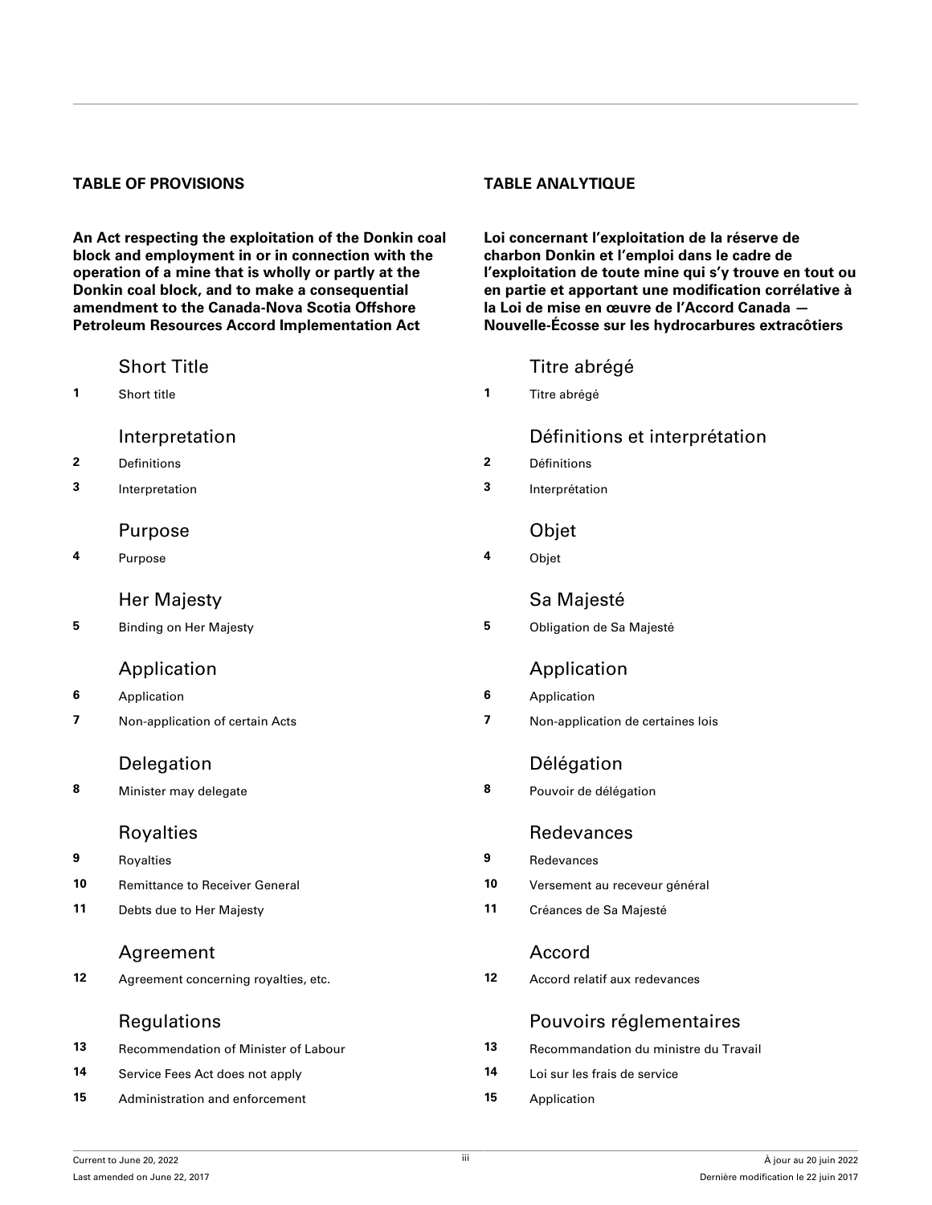## TABLE OF PROVISIONS

**An Act respecting the exploitation of the Donkin coal block and employment in or in connection with the operation of a mine that is wholly or partly at the Donkin coal block, and to make a consequential amendment to the Canada-Nova Scotia Offshore Petroleum Resources Accord Implementation Act**

### Short Title

**1** Short title

### Interpretation

**2** Definitions

**3** Interpretation

### Purpose

**4** Purpose

### Her Majesty

**5** Binding on Her Majesty

### Application

**6** Application

**7** Non-application of certain Acts

### Delegation

**8** Minister may delegate

### Royalties

**9** Royalties

**10** Remittance to Receiver General

**11** Debts due to Her Majesty

### Agreement

**12** Agreement concerning royalties, etc.

### Regulations

**13** Recommendation of Minister of Labour

**14** Service Fees Act does not apply

**15** Administration and enforcement

## TABLE ANALYTIQUE

**Loi concernant l'exploitation de la réserve de charbon Donkin et l'emploi dans le cadre de l'exploitation de toute mine qui s'y trouve en tout ou en partie et apportant une modification corrélative à la Loi de mise en œuvre de l'Accord Canada — Nouvelle-Écosse sur les hydrocarbures extracôtiers**

### Titre abrégé

**1** Titre abrégé

### Définitions et interprétation

**2** Définitions

**3** Interprétation

### Objet

**4** Objet

### Sa Majesté

**5** Obligation de Sa Majesté

### Application

**6** Application

**7** Non-application de certaines lois

### Délégation

**8** Pouvoir de délégation

### Redevances

**9** Redevances

**10** Versement au receveur général

**11** Créances de Sa Majesté

### Accord

**12** Accord relatif aux redevances

### Pouvoirs réglementaires

**13** Recommandation du ministre du Travail

**14** Loi sur les frais de service

**15** Application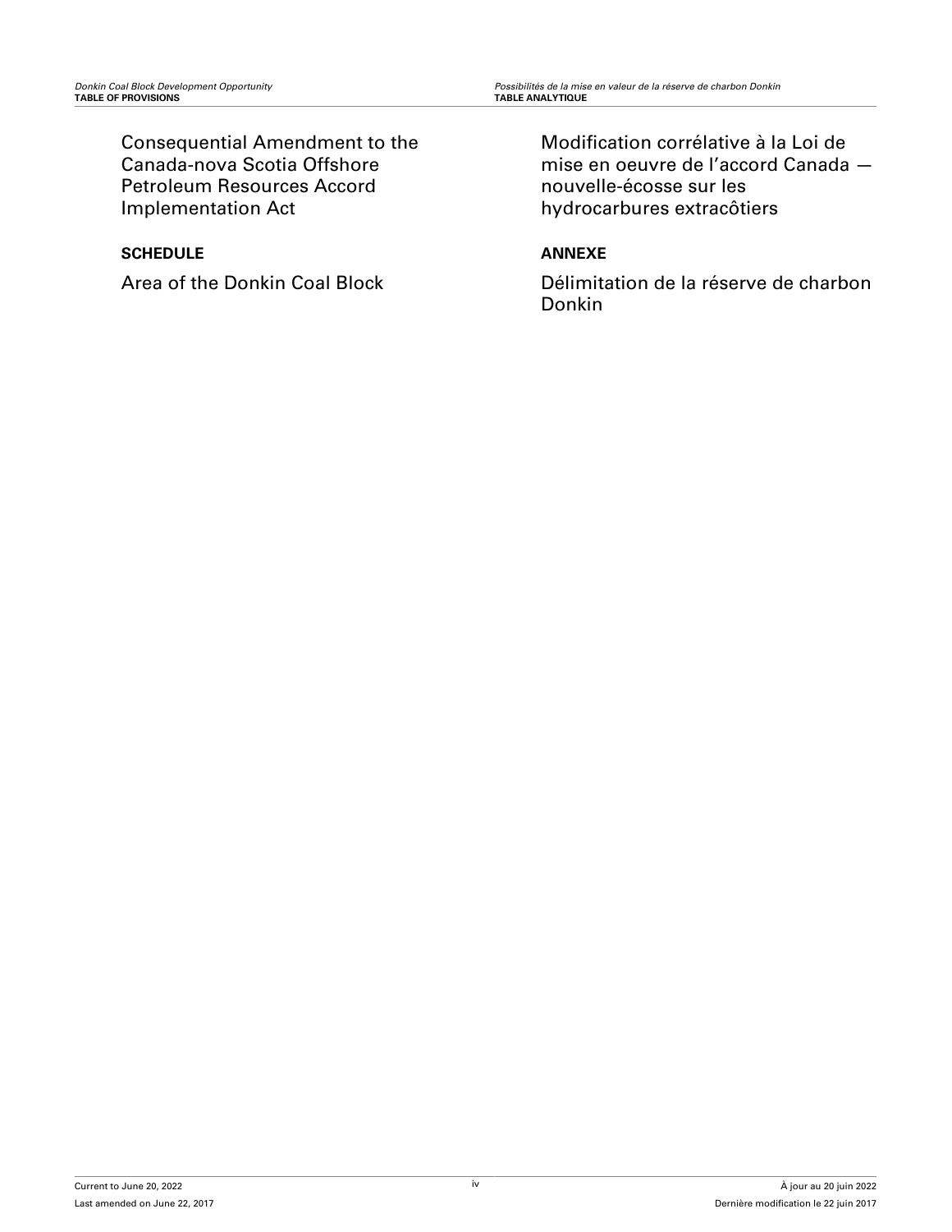Consequential Amendment to the Canada-nova Scotia Offshore Petroleum Resources Accord Implementation Act

Modification corrélative à la Loi de mise en oeuvre de l'accord Canada — nouvelle-écosse sur les hydrocarbures extracôtiers

**SCHEDULE**

Area of the Donkin Coal Block

**ANNEXE**

Délimitation de la réserve de charbon Donkin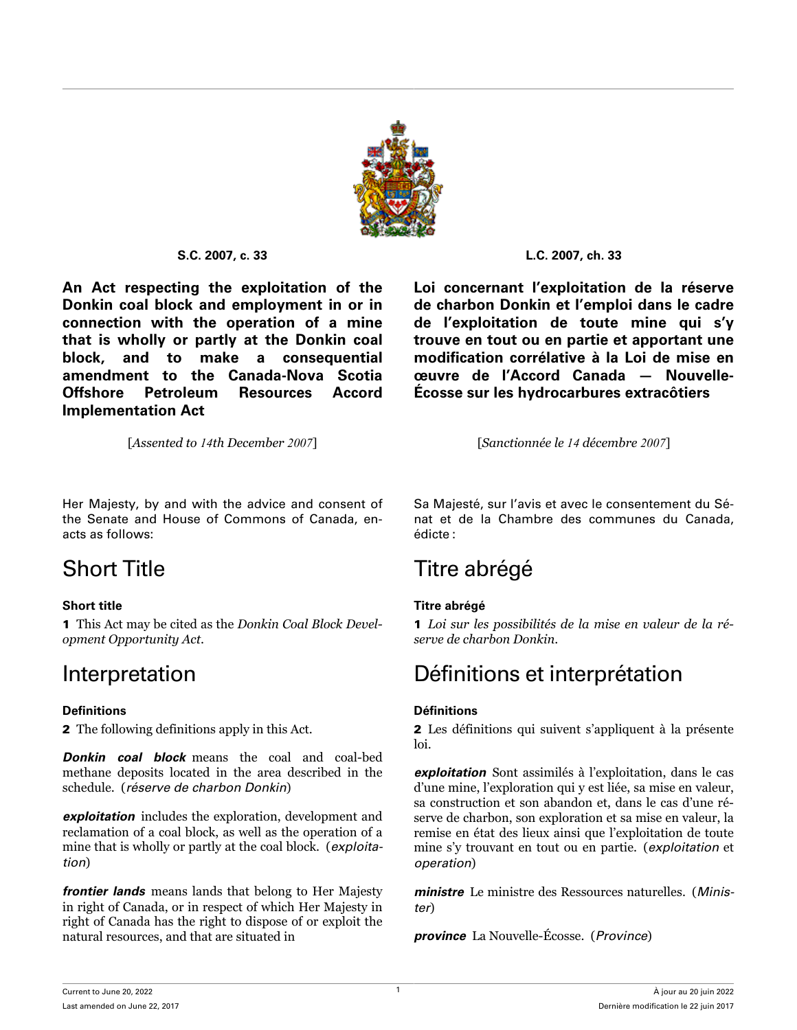S.C. 2007, c. 33

**An Act respecting the exploitation of the Donkin coal block and employment in or in connection with the operation of a mine that is wholly or partly at the Donkin coal block, and to make a consequential amendment to the Canada-Nova Scotia Offshore Petroleum Resources Accord Implementation Act**

[*Assented to 14th December 2007*]

Her Majesty, by and with the advice and consent of the Senate and House of Commons of Canada, enacts as follows:

# Short Title

### Short title

**1** This Act may be cited as the *Donkin Coal Block Development Opportunity Act*.

# Interpretation

### Definitions

**2** The following definitions apply in this Act.

***Donkin coal block*** means the coal and coal-bed methane deposits located in the area described in the schedule. (*réserve de charbon Donkin*)

***exploitation*** includes the exploration, development and reclamation of a coal block, as well as the operation of a mine that is wholly or partly at the coal block. (*exploitation*)

***frontier lands*** means lands that belong to Her Majesty in right of Canada, or in respect of which Her Majesty in right of Canada has the right to dispose of or exploit the natural resources, and that are situated in

L.C. 2007, ch. 33

**Loi concernant l'exploitation de la réserve de charbon Donkin et l'emploi dans le cadre de l'exploitation de toute mine qui s'y trouve en tout ou en partie et apportant une modification corrélative à la Loi de mise en œuvre de l'Accord Canada — Nouvelle-Écosse sur les hydrocarbures extracôtiers**

[*Sanctionnée le 14 décembre 2007*]

Sa Majesté, sur l'avis et avec le consentement du Sénat et de la Chambre des communes du Canada, édicte :

# Titre abrégé

### Titre abrégé

**1** *Loi sur les possibilités de la mise en valeur de la réserve de charbon Donkin*.

# Définitions et interprétation

### Définitions

**2** Les définitions qui suivent s'appliquent à la présente loi.

***exploitation*** Sont assimilés à l'exploitation, dans le cas d'une mine, l'exploration qui y est liée, sa mise en valeur, sa construction et son abandon et, dans le cas d'une réserve de charbon, son exploration et sa mise en valeur, la remise en état des lieux ainsi que l'exploitation de toute mine s'y trouvant en tout ou en partie. (*exploitation* et *operation*)

***ministre*** Le ministre des Ressources naturelles. (*Minister*)

***province*** La Nouvelle-Écosse. (*Province*)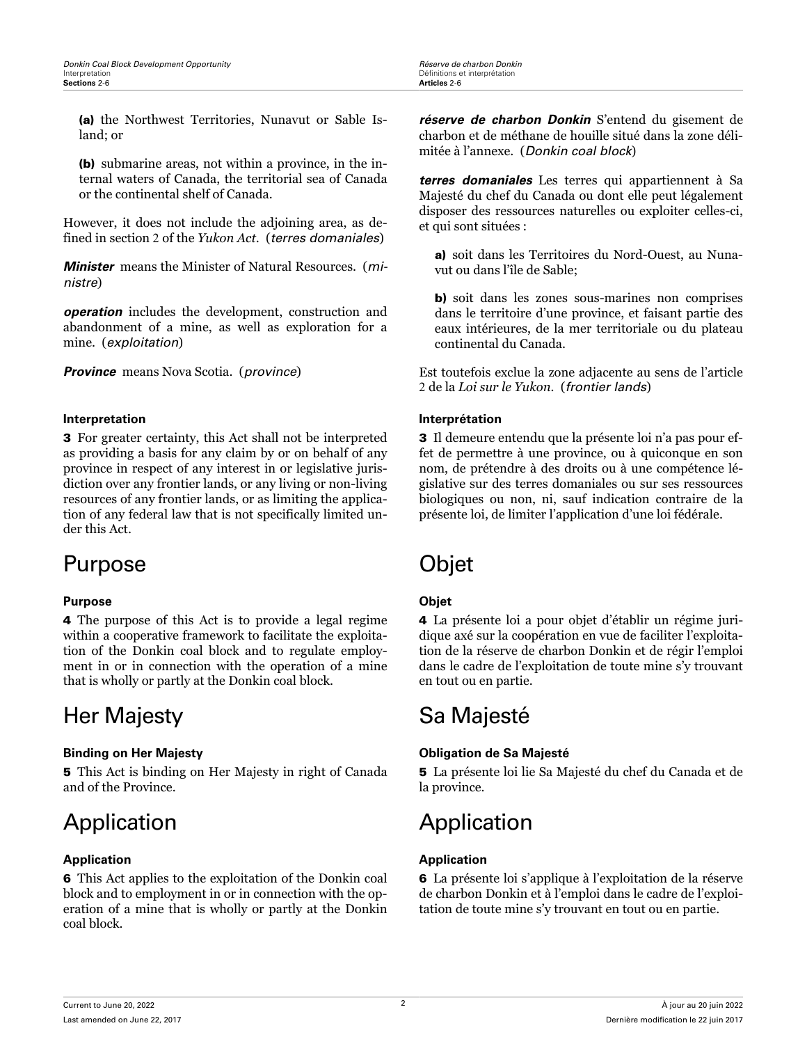**(a)** the Northwest Territories, Nunavut or Sable Island; or

**(b)** submarine areas, not within a province, in the internal waters of Canada, the territorial sea of Canada or the continental shelf of Canada.

However, it does not include the adjoining area, as defined in section 2 of the *Yukon Act*. (*terres domaniales*)

***Minister*** means the Minister of Natural Resources. (*ministre*)

***operation*** includes the development, construction and abandonment of a mine, as well as exploration for a mine. (*exploitation*)

***Province*** means Nova Scotia. (*province*)

#### Interpretation

**3** For greater certainty, this Act shall not be interpreted as providing a basis for any claim by or on behalf of any province in respect of any interest in or legislative jurisdiction over any frontier lands, or any living or non-living resources of any frontier lands, or as limiting the application of any federal law that is not specifically limited under this Act.

## Purpose

#### Purpose

**4** The purpose of this Act is to provide a legal regime within a cooperative framework to facilitate the exploitation of the Donkin coal block and to regulate employment in or in connection with the operation of a mine that is wholly or partly at the Donkin coal block.

## Her Majesty

#### Binding on Her Majesty

**5** This Act is binding on Her Majesty in right of Canada and of the Province.

## Application

#### Application

**6** This Act applies to the exploitation of the Donkin coal block and to employment in or in connection with the operation of a mine that is wholly or partly at the Donkin coal block.

***réserve de charbon Donkin*** S'entend du gisement de charbon et de méthane de houille situé dans la zone délimitée à l'annexe. (*Donkin coal block*)

***terres domaniales*** Les terres qui appartiennent à Sa Majesté du chef du Canada ou dont elle peut légalement disposer des ressources naturelles ou exploiter celles-ci, et qui sont situées :

**a)** soit dans les Territoires du Nord-Ouest, au Nunavut ou dans l'île de Sable;

**b)** soit dans les zones sous-marines non comprises dans le territoire d'une province, et faisant partie des eaux intérieures, de la mer territoriale ou du plateau continental du Canada.

Est toutefois exclue la zone adjacente au sens de l'article 2 de la *Loi sur le Yukon*. (*frontier lands*)

#### Interprétation

**3** Il demeure entendu que la présente loi n'a pas pour effet de permettre à une province, ou à quiconque en son nom, de prétendre à des droits ou à une compétence législative sur des terres domaniales ou sur ses ressources biologiques ou non, ni, sauf indication contraire de la présente loi, de limiter l'application d'une loi fédérale.

## Objet

#### Objet

**4** La présente loi a pour objet d'établir un régime juridique axé sur la coopération en vue de faciliter l'exploitation de la réserve de charbon Donkin et de régir l'emploi dans le cadre de l'exploitation de toute mine s'y trouvant en tout ou en partie.

## Sa Majesté

#### Obligation de Sa Majesté

**5** La présente loi lie Sa Majesté du chef du Canada et de la province.

## Application

#### Application

**6** La présente loi s'applique à l'exploitation de la réserve de charbon Donkin et à l'emploi dans le cadre de l'exploitation de toute mine s'y trouvant en tout ou en partie.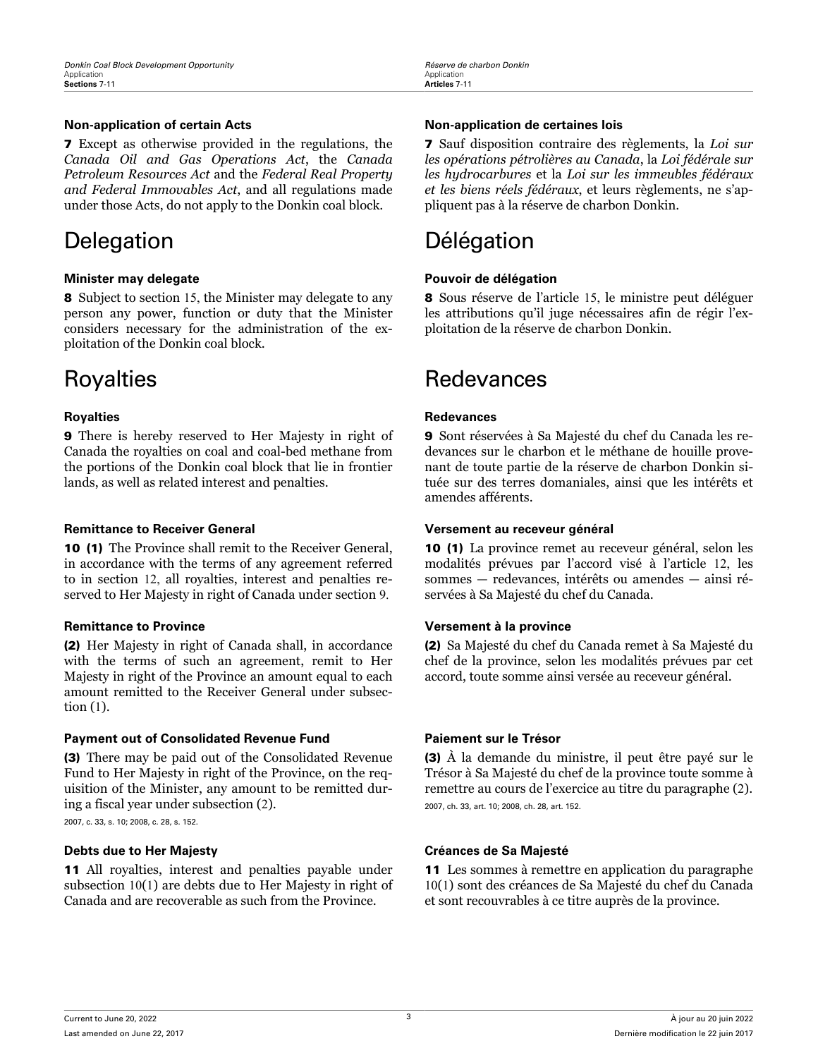### Non-application of certain Acts

**7** Except as otherwise provided in the regulations, the *Canada Oil and Gas Operations Act*, the *Canada Petroleum Resources Act* and the *Federal Real Property and Federal Immovables Act*, and all regulations made under those Acts, do not apply to the Donkin coal block.

## Delegation

### Minister may delegate

**8** Subject to section 15, the Minister may delegate to any person any power, function or duty that the Minister considers necessary for the administration of the exploitation of the Donkin coal block.

## Royalties

### Royalties

**9** There is hereby reserved to Her Majesty in right of Canada the royalties on coal and coal-bed methane from the portions of the Donkin coal block that lie in frontier lands, as well as related interest and penalties.

### Remittance to Receiver General

**10 (1)** The Province shall remit to the Receiver General, in accordance with the terms of any agreement referred to in section 12, all royalties, interest and penalties reserved to Her Majesty in right of Canada under section 9.

### Remittance to Province

**(2)** Her Majesty in right of Canada shall, in accordance with the terms of such an agreement, remit to Her Majesty in right of the Province an amount equal to each amount remitted to the Receiver General under subsection (1).

### Payment out of Consolidated Revenue Fund

**(3)** There may be paid out of the Consolidated Revenue Fund to Her Majesty in right of the Province, on the requisition of the Minister, any amount to be remitted during a fiscal year under subsection (2).

2007, c. 33, s. 10; 2008, c. 28, s. 152.

### Debts due to Her Majesty

**11** All royalties, interest and penalties payable under subsection 10(1) are debts due to Her Majesty in right of Canada and are recoverable as such from the Province.

### Non-application de certaines lois

**7** Sauf disposition contraire des règlements, la *Loi sur les opérations pétrolières au Canada*, la *Loi fédérale sur les hydrocarbures* et la *Loi sur les immeubles fédéraux et les biens réels fédéraux*, et leurs règlements, ne s'appliquent pas à la réserve de charbon Donkin.

## Délégation

### Pouvoir de délégation

**8** Sous réserve de l'article 15, le ministre peut déléguer les attributions qu'il juge nécessaires afin de régir l'exploitation de la réserve de charbon Donkin.

## Redevances

### Redevances

**9** Sont réservées à Sa Majesté du chef du Canada les redevances sur le charbon et le méthane de houille provenant de toute partie de la réserve de charbon Donkin située sur des terres domaniales, ainsi que les intérêts et amendes afférents.

### Versement au receveur général

**10 (1)** La province remet au receveur général, selon les modalités prévues par l'accord visé à l'article 12, les sommes — redevances, intérêts ou amendes — ainsi réservées à Sa Majesté du chef du Canada.

### Versement à la province

**(2)** Sa Majesté du chef du Canada remet à Sa Majesté du chef de la province, selon les modalités prévues par cet accord, toute somme ainsi versée au receveur général.

### Paiement sur le Trésor

**(3)** À la demande du ministre, il peut être payé sur le Trésor à Sa Majesté du chef de la province toute somme à remettre au cours de l'exercice au titre du paragraphe (2).

2007, ch. 33, art. 10; 2008, ch. 28, art. 152.

### Créances de Sa Majesté

**11** Les sommes à remettre en application du paragraphe 10(1) sont des créances de Sa Majesté du chef du Canada et sont recouvrables à ce titre auprès de la province.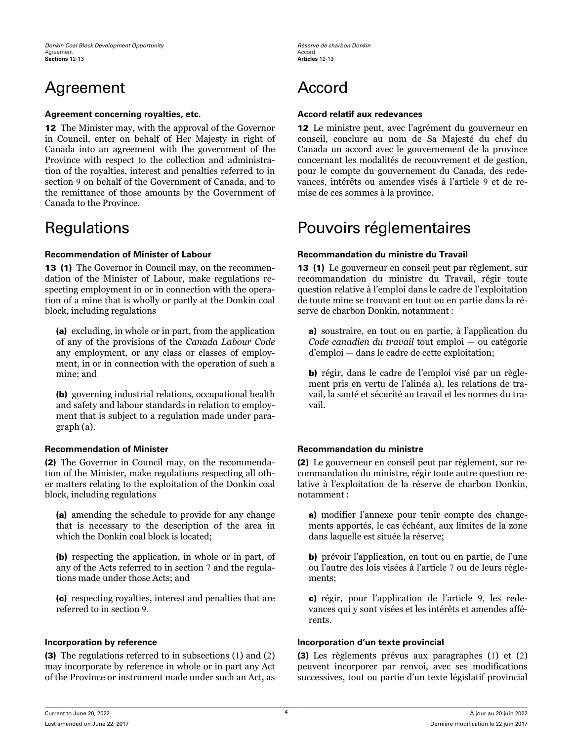# Agreement

### Agreement concerning royalties, etc.

**12** The Minister may, with the approval of the Governor in Council, enter on behalf of Her Majesty in right of Canada into an agreement with the government of the Province with respect to the collection and administration of the royalties, interest and penalties referred to in section 9 on behalf of the Government of Canada, and to the remittance of those amounts by the Government of Canada to the Province.

# Regulations

### Recommendation of Minister of Labour

**13 (1)** The Governor in Council may, on the recommendation of the Minister of Labour, make regulations respecting employment in or in connection with the operation of a mine that is wholly or partly at the Donkin coal block, including regulations

**(a)** excluding, in whole or in part, from the application of any of the provisions of the *Canada Labour Code* any employment, or any class or classes of employment, in or in connection with the operation of such a mine; and

**(b)** governing industrial relations, occupational health and safety and labour standards in relation to employment that is subject to a regulation made under paragraph (a).

### Recommendation of Minister

**(2)** The Governor in Council may, on the recommendation of the Minister, make regulations respecting all other matters relating to the exploitation of the Donkin coal block, including regulations

**(a)** amending the schedule to provide for any change that is necessary to the description of the area in which the Donkin coal block is located;

**(b)** respecting the application, in whole or in part, of any of the Acts referred to in section 7 and the regulations made under those Acts; and

**(c)** respecting royalties, interest and penalties that are referred to in section 9.

### Incorporation by reference

**(3)** The regulations referred to in subsections (1) and (2) may incorporate by reference in whole or in part any Act of the Province or instrument made under such an Act, as

# Accord

### Accord relatif aux redevances

**12** Le ministre peut, avec l'agrément du gouverneur en conseil, conclure au nom de Sa Majesté du chef du Canada un accord avec le gouvernement de la province concernant les modalités de recouvrement et de gestion, pour le compte du gouvernement du Canada, des redevances, intérêts ou amendes visés à l'article 9 et de remise de ces sommes à la province.

# Pouvoirs réglementaires

### Recommandation du ministre du Travail

**13 (1)** Le gouverneur en conseil peut par règlement, sur recommandation du ministre du Travail, régir toute question relative à l'emploi dans le cadre de l'exploitation de toute mine se trouvant en tout ou en partie dans la réserve de charbon Donkin, notamment :

**a)** soustraire, en tout ou en partie, à l'application du *Code canadien du travail* tout emploi — ou catégorie d'emploi — dans le cadre de cette exploitation;

**b)** régir, dans le cadre de l'emploi visé par un règlement pris en vertu de l'alinéa a), les relations de travail, la santé et sécurité au travail et les normes du travail.

### Recommandation du ministre

**(2)** Le gouverneur en conseil peut par règlement, sur recommandation du ministre, régir toute autre question relative à l'exploitation de la réserve de charbon Donkin, notamment :

**a)** modifier l'annexe pour tenir compte des changements apportés, le cas échéant, aux limites de la zone dans laquelle est située la réserve;

**b)** prévoir l'application, en tout ou en partie, de l'une ou l'autre des lois visées à l'article 7 ou de leurs règlements;

**c)** régir, pour l'application de l'article 9, les redevances qui y sont visées et les intérêts et amendes afférents.

### Incorporation d'un texte provincial

**(3)** Les règlements prévus aux paragraphes (1) et (2) peuvent incorporer par renvoi, avec ses modifications successives, tout ou partie d'un texte législatif provincial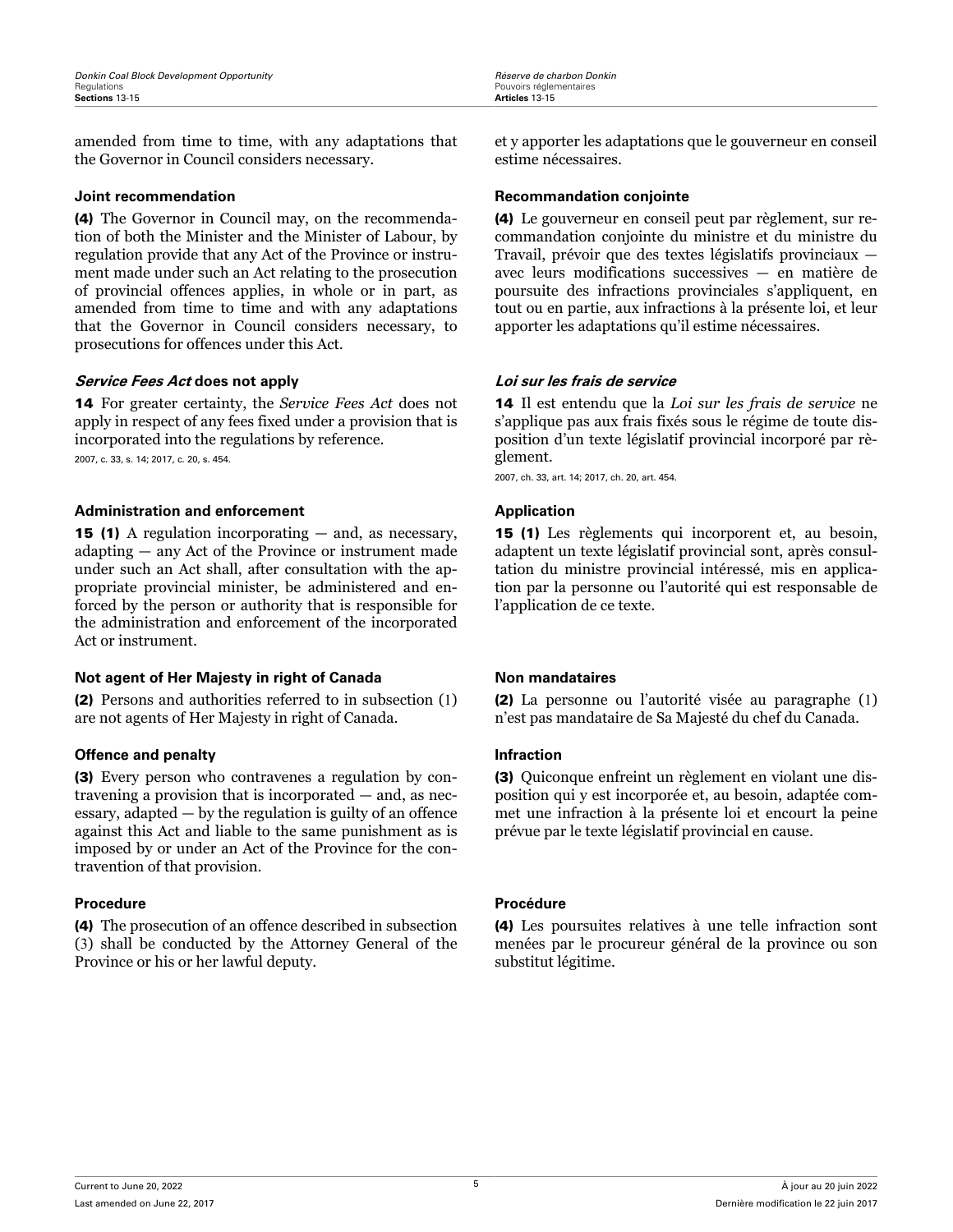amended from time to time, with any adaptations that the Governor in Council considers necessary.

et y apporter les adaptations que le gouverneur en conseil estime nécessaires.

#### Joint recommendation

**(4)** The Governor in Council may, on the recommendation of both the Minister and the Minister of Labour, by regulation provide that any Act of the Province or instrument made under such an Act relating to the prosecution of provincial offences applies, in whole or in part, as amended from time to time and with any adaptations that the Governor in Council considers necessary, to prosecutions for offences under this Act.

#### Recommandation conjointe

**(4)** Le gouverneur en conseil peut par règlement, sur recommandation conjointe du ministre et du ministre du Travail, prévoir que des textes législatifs provinciaux — avec leurs modifications successives — en matière de poursuite des infractions provinciales s'appliquent, en tout ou en partie, aux infractions à la présente loi, et leur apporter les adaptations qu'il estime nécessaires.

#### *Service Fees Act* does not apply

**14** For greater certainty, the *Service Fees Act* does not apply in respect of any fees fixed under a provision that is incorporated into the regulations by reference.

2007, c. 33, s. 14; 2017, c. 20, s. 454.

#### *Loi sur les frais de service*

**14** Il est entendu que la *Loi sur les frais de service* ne s'applique pas aux frais fixés sous le régime de toute disposition d'un texte législatif provincial incorporé par règlement.

2007, ch. 33, art. 14; 2017, ch. 20, art. 454.

#### Administration and enforcement

**15 (1)** A regulation incorporating — and, as necessary, adapting — any Act of the Province or instrument made under such an Act shall, after consultation with the appropriate provincial minister, be administered and enforced by the person or authority that is responsible for the administration and enforcement of the incorporated Act or instrument.

#### Application

**15 (1)** Les règlements qui incorporent et, au besoin, adaptent un texte législatif provincial sont, après consultation du ministre provincial intéressé, mis en application par la personne ou l'autorité qui est responsable de l'application de ce texte.

#### Not agent of Her Majesty in right of Canada

**(2)** Persons and authorities referred to in subsection (1) are not agents of Her Majesty in right of Canada.

#### Non mandataires

**(2)** La personne ou l'autorité visée au paragraphe (1) n'est pas mandataire de Sa Majesté du chef du Canada.

#### Offence and penalty

**(3)** Every person who contravenes a regulation by contravening a provision that is incorporated — and, as necessary, adapted — by the regulation is guilty of an offence against this Act and liable to the same punishment as is imposed by or under an Act of the Province for the contravention of that provision.

#### Infraction

**(3)** Quiconque enfreint un règlement en violant une disposition qui y est incorporée et, au besoin, adaptée commet une infraction à la présente loi et encourt la peine prévue par le texte législatif provincial en cause.

#### Procedure

**(4)** The prosecution of an offence described in subsection (3) shall be conducted by the Attorney General of the Province or his or her lawful deputy.

#### Procédure

**(4)** Les poursuites relatives à une telle infraction sont menées par le procureur général de la province ou son substitut légitime.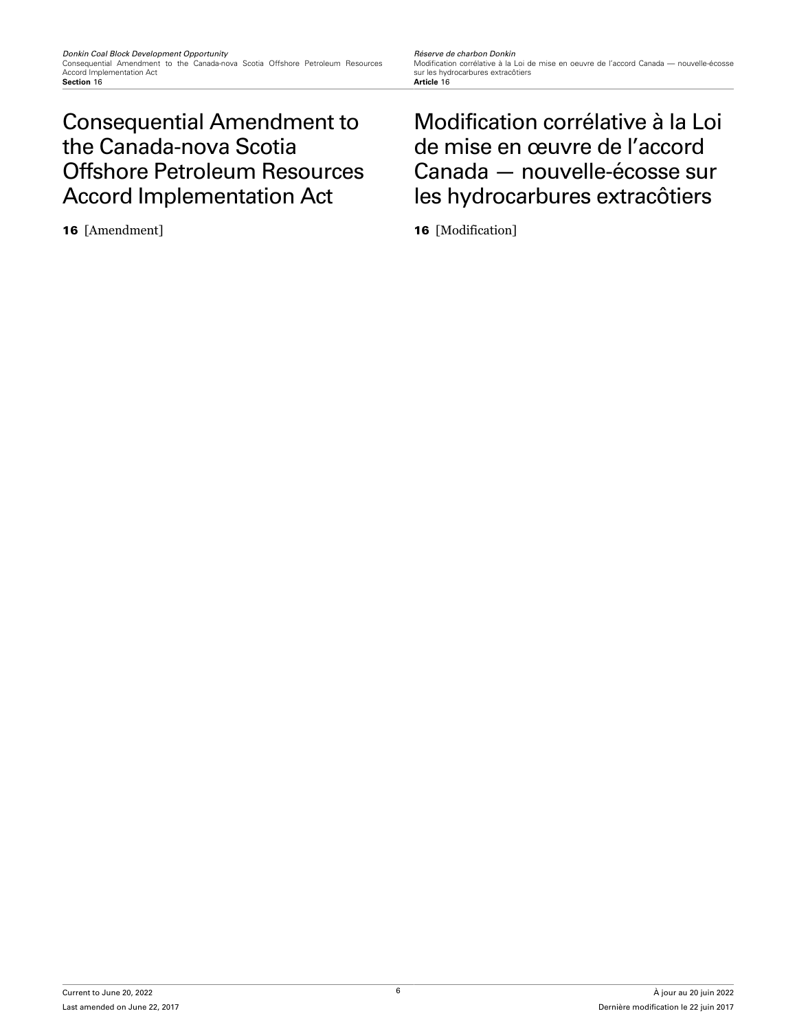## Consequential Amendment to the Canada-nova Scotia Offshore Petroleum Resources Accord Implementation Act

**16** [Amendment]

## Modification corrélative à la Loi de mise en œuvre de l'accord Canada — nouvelle-écosse sur les hydrocarbures extracôtiers

**16** [Modification]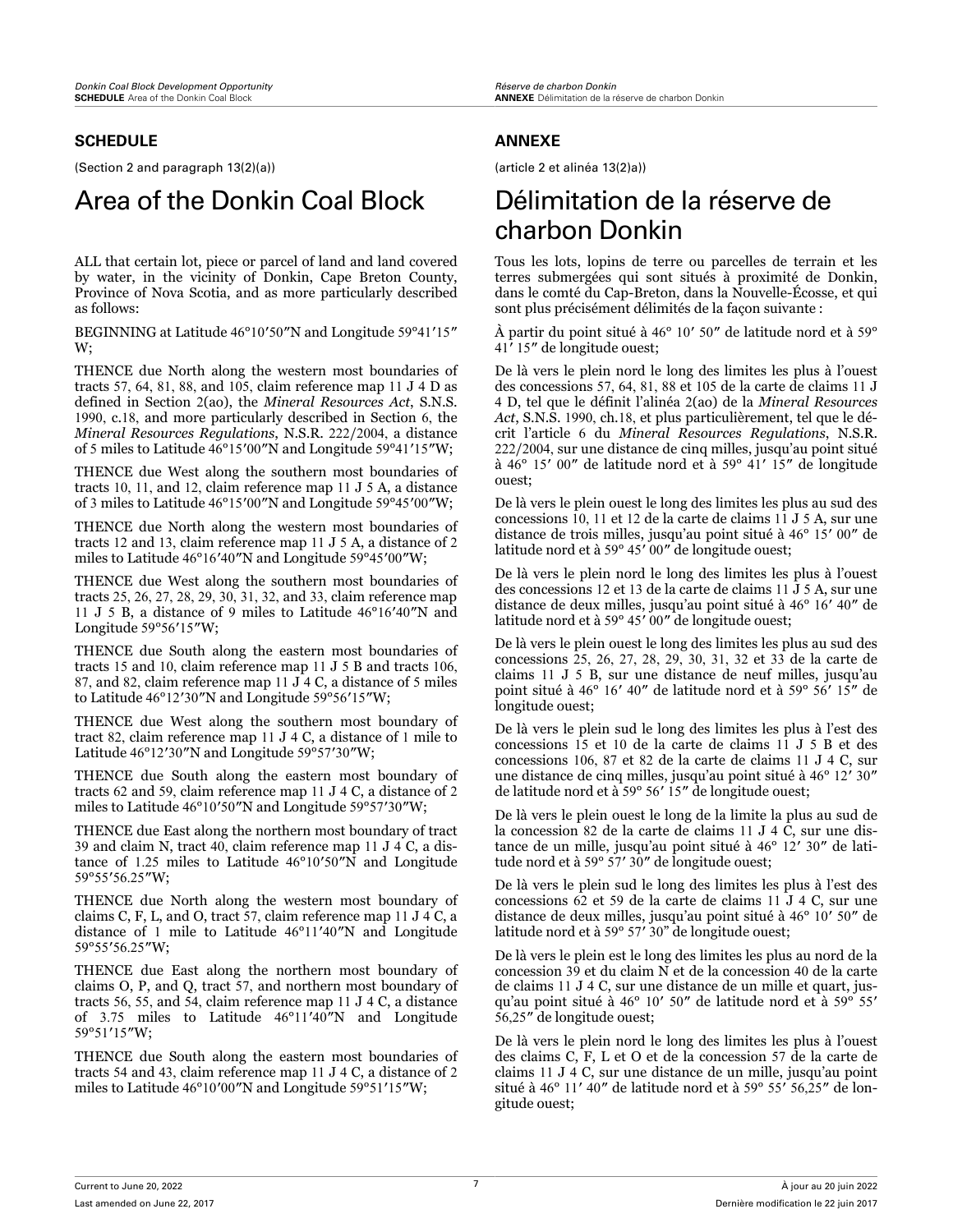## SCHEDULE

(Section 2 and paragraph 13(2)(a))

# Area of the Donkin Coal Block

ALL that certain lot, piece or parcel of land and land covered by water, in the vicinity of Donkin, Cape Breton County, Province of Nova Scotia, and as more particularly described as follows:

BEGINNING at Latitude 46°10′50″N and Longitude 59°41′15″ W;

THENCE due North along the western most boundaries of tracts 57, 64, 81, 88, and 105, claim reference map 11 J 4 D as defined in Section 2(ao), the *Mineral Resources Act*, S.N.S. 1990, c.18, and more particularly described in Section 6, the *Mineral Resources Regulations*, N.S.R. 222/2004, a distance of 5 miles to Latitude 46°15′00″N and Longitude 59°41′15″W;

THENCE due West along the southern most boundaries of tracts 10, 11, and 12, claim reference map 11 J 5 A, a distance of 3 miles to Latitude 46°15′00″N and Longitude 59°45′00″W;

THENCE due North along the western most boundaries of tracts 12 and 13, claim reference map 11 J 5 A, a distance of 2 miles to Latitude 46°16′40″N and Longitude 59°45′00″W;

THENCE due West along the southern most boundaries of tracts 25, 26, 27, 28, 29, 30, 31, 32, and 33, claim reference map 11 J 5 B, a distance of 9 miles to Latitude 46°16′40″N and Longitude 59°56′15″W;

THENCE due South along the eastern most boundaries of tracts 15 and 10, claim reference map 11 J 5 B and tracts 106, 87, and 82, claim reference map 11 J 4 C, a distance of 5 miles to Latitude 46°12′30″N and Longitude 59°56′15″W;

THENCE due West along the southern most boundary of tract 82, claim reference map 11 J 4 C, a distance of 1 mile to Latitude 46°12′30″N and Longitude 59°57′30″W;

THENCE due South along the eastern most boundary of tracts 62 and 59, claim reference map 11 J 4 C, a distance of 2 miles to Latitude 46°10′50″N and Longitude 59°57′30″W;

THENCE due East along the northern most boundary of tract 39 and claim N, tract 40, claim reference map 11 J 4 C, a distance of 1.25 miles to Latitude 46°10′50″N and Longitude 59°55′56.25″W;

THENCE due North along the western most boundary of claims C, F, L, and O, tract 57, claim reference map 11 J 4 C, a distance of 1 mile to Latitude 46°11′40″N and Longitude 59°55′56.25″W;

THENCE due East along the northern most boundary of claims O, P, and Q, tract 57, and northern most boundary of tracts 56, 55, and 54, claim reference map 11 J 4 C, a distance of 3.75 miles to Latitude 46°11′40″N and Longitude 59°51′15″W;

THENCE due South along the eastern most boundaries of tracts 54 and 43, claim reference map 11 J 4 C, a distance of 2 miles to Latitude 46°10′00″N and Longitude 59°51′15″W;

## ANNEXE

(article 2 et alinéa 13(2)a))

# Délimitation de la réserve de charbon Donkin

Tous les lots, lopins de terre ou parcelles de terrain et les terres submergées qui sont situés à proximité de Donkin, dans le comté du Cap-Breton, dans la Nouvelle-Écosse, et qui sont plus précisément délimités de la façon suivante :

À partir du point situé à 46° 10′ 50″ de latitude nord et à 59° 41′ 15″ de longitude ouest;

De là vers le plein nord le long des limites les plus à l'ouest des concessions 57, 64, 81, 88 et 105 de la carte de claims 11 J 4 D, tel que le définit l'alinéa 2(ao) de la *Mineral Resources Act*, S.N.S. 1990, ch.18, et plus particulièrement, tel que le décrit l'article 6 du *Mineral Resources Regulations*, N.S.R. 222/2004, sur une distance de cinq milles, jusqu'au point situé à 46° 15′ 00″ de latitude nord et à 59° 41′ 15″ de longitude ouest;

De là vers le plein ouest le long des limites les plus au sud des concessions 10, 11 et 12 de la carte de claims 11 J 5 A, sur une distance de trois milles, jusqu'au point situé à 46° 15′ 00″ de latitude nord et à 59° 45′ 00″ de longitude ouest;

De là vers le plein nord le long des limites les plus à l'ouest des concessions 12 et 13 de la carte de claims 11 J 5 A, sur une distance de deux milles, jusqu'au point situé à 46° 16′ 40″ de latitude nord et à 59° 45′ 00″ de longitude ouest;

De là vers le plein ouest le long des limites les plus au sud des concessions 25, 26, 27, 28, 29, 30, 31, 32 et 33 de la carte de claims 11 J 5 B, sur une distance de neuf milles, jusqu'au point situé à 46° 16′ 40″ de latitude nord et à 59° 56′ 15″ de longitude ouest;

De là vers le plein sud le long des limites les plus à l'est des concessions 15 et 10 de la carte de claims 11 J 5 B et des concessions 106, 87 et 82 de la carte de claims 11 J 4 C, sur une distance de cinq milles, jusqu'au point situé à 46° 12′ 30″ de latitude nord et à 59° 56′ 15″ de longitude ouest;

De là vers le plein ouest le long de la limite la plus au sud de la concession 82 de la carte de claims 11 J 4 C, sur une distance de un mille, jusqu'au point situé à 46° 12′ 30″ de latitude nord et à 59° 57′ 30″ de longitude ouest;

De là vers le plein sud le long des limites les plus à l'est des concessions 62 et 59 de la carte de claims 11 J 4 C, sur une distance de deux milles, jusqu'au point situé à 46° 10′ 50″ de latitude nord et à 59° 57′ 30" de longitude ouest;

De là vers le plein est le long des limites les plus au nord de la concession 39 et du claim N et de la concession 40 de la carte de claims 11 J 4 C, sur une distance de un mille et quart, jusqu'au point situé à 46° 10′ 50″ de latitude nord et à 59° 55′ 56,25″ de longitude ouest;

De là vers le plein nord le long des limites les plus à l'ouest des claims C, F, L et O et de la concession 57 de la carte de claims 11 J 4 C, sur une distance de un mille, jusqu'au point situé à 46° 11′ 40″ de latitude nord et à 59° 55′ 56,25″ de longitude ouest;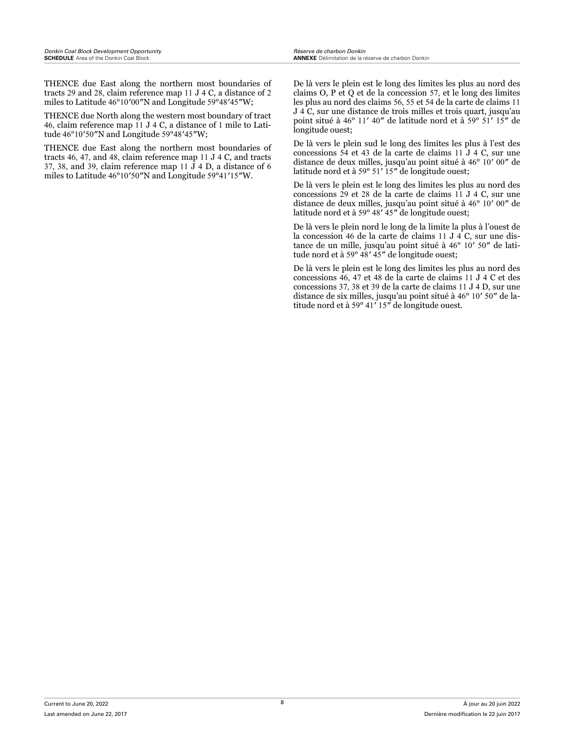THENCE due East along the northern most boundaries of tracts 29 and 28, claim reference map 11 J 4 C, a distance of 2 miles to Latitude 46°10′00″N and Longitude 59°48′45″W;

THENCE due North along the western most boundary of tract 46, claim reference map 11 J 4 C, a distance of 1 mile to Latitude 46°10′50″N and Longitude 59°48′45″W;

THENCE due East along the northern most boundaries of tracts 46, 47, and 48, claim reference map 11 J 4 C, and tracts 37, 38, and 39, claim reference map 11 J 4 D, a distance of 6 miles to Latitude 46°10′50″N and Longitude 59°41′15″W.

De là vers le plein est le long des limites les plus au nord des claims O, P et Q et de la concession 57, et le long des limites les plus au nord des claims 56, 55 et 54 de la carte de claims 11 J 4 C, sur une distance de trois milles et trois quart, jusqu'au point situé à 46° 11′ 40″ de latitude nord et à 59° 51′ 15″ de longitude ouest;

De là vers le plein sud le long des limites les plus à l'est des concessions 54 et 43 de la carte de claims 11 J 4 C, sur une distance de deux milles, jusqu'au point situé à 46° 10′ 00″ de latitude nord et à 59° 51′ 15″ de longitude ouest;

De là vers le plein est le long des limites les plus au nord des concessions 29 et 28 de la carte de claims 11 J 4 C, sur une distance de deux milles, jusqu'au point situé à 46° 10′ 00″ de latitude nord et à 59° 48′ 45″ de longitude ouest;

De là vers le plein nord le long de la limite la plus à l'ouest de la concession 46 de la carte de claims 11 J 4 C, sur une distance de un mille, jusqu'au point situé à 46° 10′ 50″ de latitude nord et à 59° 48′ 45″ de longitude ouest;

De là vers le plein est le long des limites les plus au nord des concessions 46, 47 et 48 de la carte de claims 11 J 4 C et des concessions 37, 38 et 39 de la carte de claims 11 J 4 D, sur une distance de six milles, jusqu'au point situé à 46° 10′ 50″ de latitude nord et à 59° 41′ 15″ de longitude ouest.